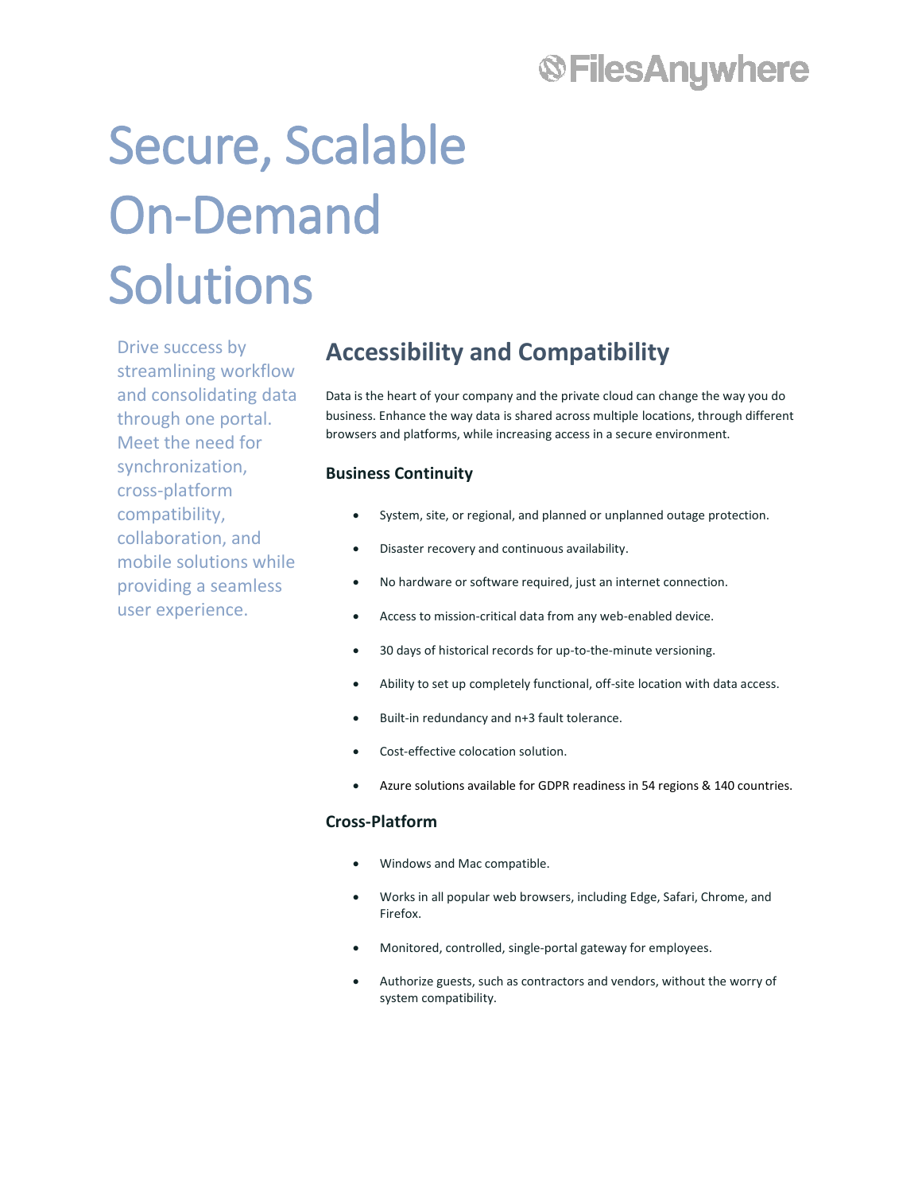FilesAnywhere

# Secure, Scalable On-Demand Solutions

Drive success by streamlining workflow and consolidating data through one portal. Meet the need for synchronization, cross-platform compatibility, collaboration, and mobile solutions while providing a seamless user experience.

## Accessibility and Compatibility

Data is the heart of your company and the private cloud can change the way you do business. Enhance the way data is shared across multiple locations, through different browsers and platforms, while increasing access in a secure environment.

### Business Continuity

- System, site, or regional, and planned or unplanned outage protection.
- Disaster recovery and continuous availability.
- No hardware or software required, just an internet connection.
- Access to mission-critical data from any web-enabled device.
- 30 days of historical records for up-to-the-minute versioning.
- Ability to set up completely functional, off-site location with data access.
- Built-in redundancy and n+3 fault tolerance.
- Cost-effective colocation solution.
- Azure solutions available for GDPR readiness in 54 regions & 140 countries.

### Cross-Platform

- Windows and Mac compatible.
- Works in all popular web browsers, including Edge, Safari, Chrome, and Firefox.
- Monitored, controlled, single-portal gateway for employees.
- Authorize guests, such as contractors and vendors, without the worry of system compatibility.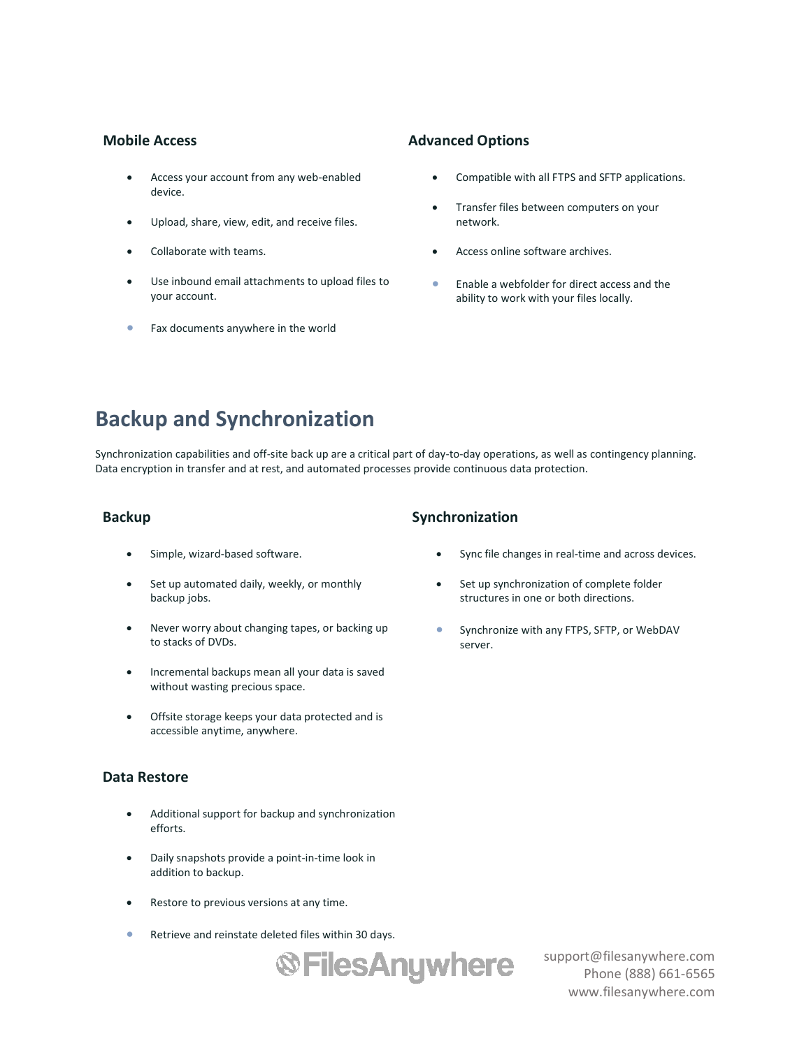### Mobile Access

- Access your account from any web-enabled device.
- Upload, share, view, edit, and receive files.
- Collaborate with teams.
- Use inbound email attachments to upload files to your account.
- Fax documents anywhere in the world

### Advanced Options

- Compatible with all FTPS and SFTP applications.
- Transfer files between computers on your network.
- Access online software archives.
- Enable a webfolder for direct access and the ability to work with your files locally.

## Backup and Synchronization

Synchronization capabilities and off-site back up are a critical part of day-to-day operations, as well as contingency planning. Data encryption in transfer and at rest, and automated processes provide continuous data protection.

### Backup

- Simple, wizard-based software.
- Set up automated daily, weekly, or monthly backup jobs.
- Never worry about changing tapes, or backing up to stacks of DVDs.
- Incremental backups mean all your data is saved without wasting precious space.
- Offsite storage keeps your data protected and is accessible anytime, anywhere.

### Data Restore

- Additional support for backup and synchronization efforts.
- Daily snapshots provide a point-in-time look in addition to backup.
- Restore to previous versions at any time.
- Retrieve and reinstate deleted files within 30 days.

### Synchronization

- Sync file changes in real-time and across devices.
- Set up synchronization of complete folder structures in one or both directions.
- Synchronize with any FTPS, SFTP, or WebDAV server.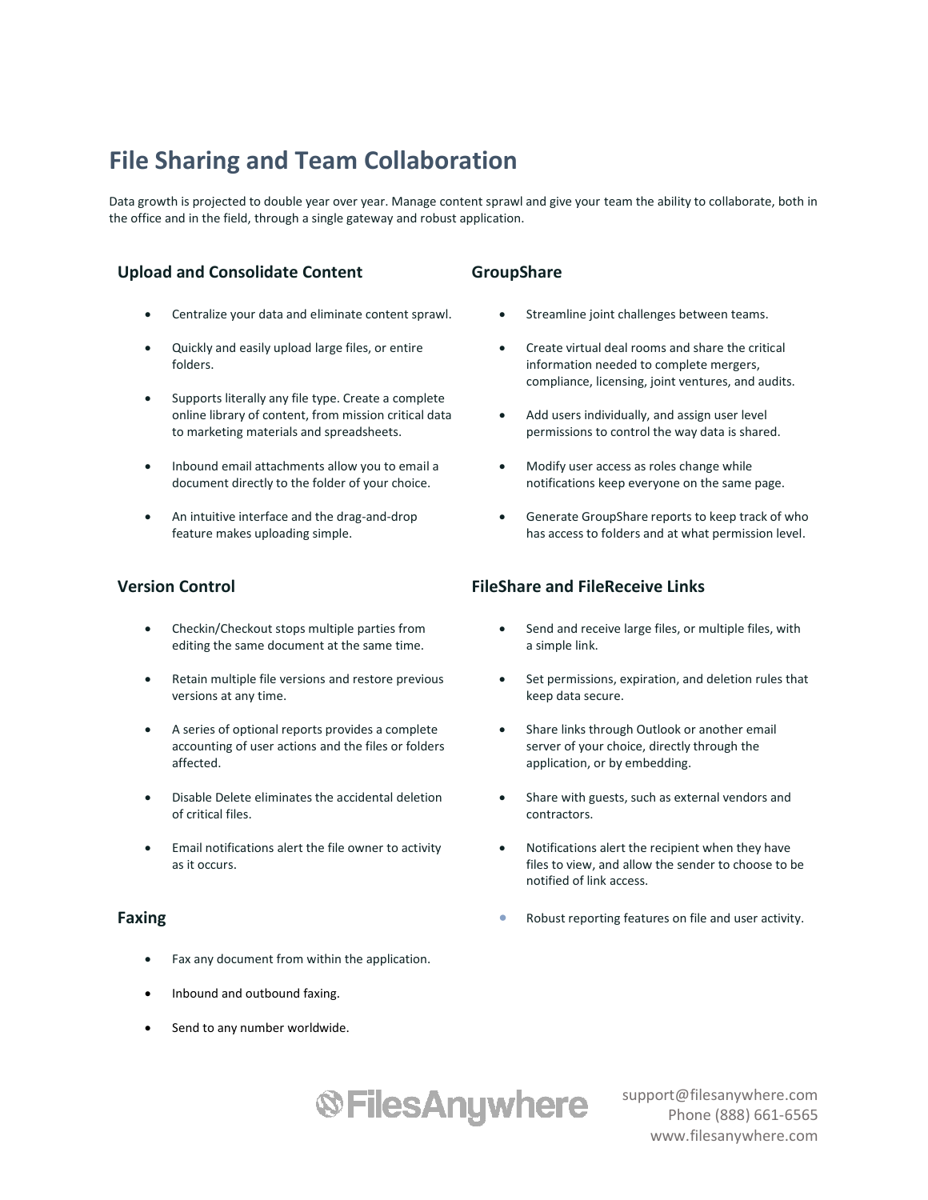# File Sharing and Team Collaboration

Data growth is projected to double year over year. Manage content sprawl and give your team the ability to collaborate, both in the office and in the field, through a single gateway and robust application.

## Upload and Consolidate Content

- Centralize your data and eliminate content sprawl.
- Quickly and easily upload large files, or entire folders.
- Supports literally any file type. Create a complete online library of content, from mission critical data to marketing materials and spreadsheets.
- Inbound email attachments allow you to email a document directly to the folder of your choice.
- An intuitive interface and the drag-and-drop feature makes uploading simple.

## Version Control

- Checkin/Checkout stops multiple parties from editing the same document at the same time.
- Retain multiple file versions and restore previous versions at any time.
- A series of optional reports provides a complete accounting of user actions and the files or folders affected.
- Disable Delete eliminates the accidental deletion of critical files.
- Email notifications alert the file owner to activity as it occurs.

## Faxing

- Fax any document from within the application.
- Inbound and outbound faxing.
- Send to any number worldwide.

## GroupShare

- Streamline joint challenges between teams.
- Create virtual deal rooms and share the critical information needed to complete mergers, compliance, licensing, joint ventures, and audits.
- Add users individually, and assign user level permissions to control the way data is shared.
- Modify user access as roles change while notifications keep everyone on the same page.
- Generate GroupShare reports to keep track of who has access to folders and at what permission level.

## FileShare and FileReceive Links

- Send and receive large files, or multiple files, with a simple link.
- Set permissions, expiration, and deletion rules that keep data secure.
- Share links through Outlook or another email server of your choice, directly through the application, or by embedding.
- Share with guests, such as external vendors and contractors.
- Notifications alert the recipient when they have files to view, and allow the sender to choose to be notified of link access.
- Robust reporting features on file and user activity.

FilesAnywhere

support@filesanywhere.com
Phone (888) 661-6565
www.filesanywhere.com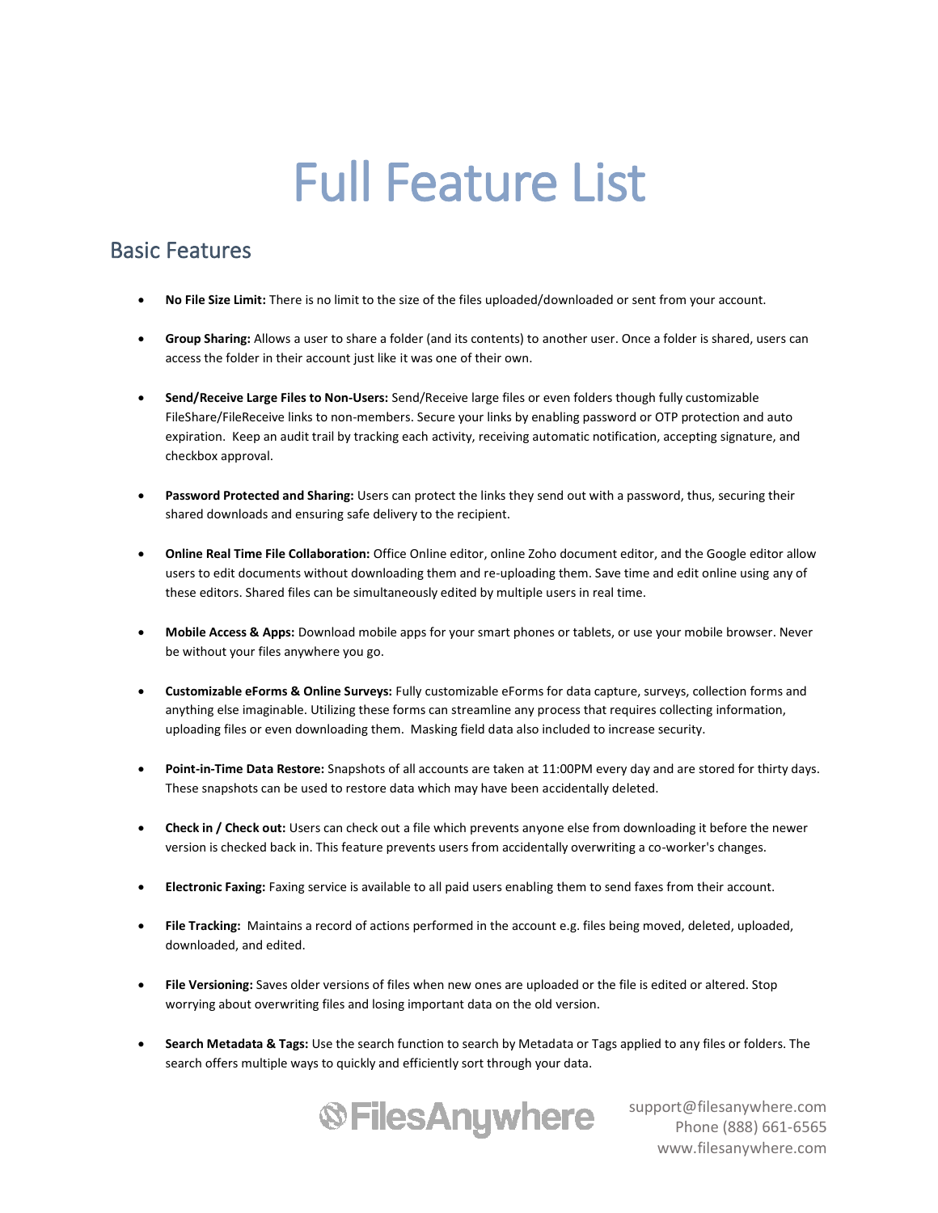# Full Feature List

## Basic Features

- **No File Size Limit:** There is no limit to the size of the files uploaded/downloaded or sent from your account.

- **Group Sharing:** Allows a user to share a folder (and its contents) to another user. Once a folder is shared, users can access the folder in their account just like it was one of their own.

- **Send/Receive Large Files to Non-Users:** Send/Receive large files or even folders though fully customizable FileShare/FileReceive links to non-members. Secure your links by enabling password or OTP protection and auto expiration. Keep an audit trail by tracking each activity, receiving automatic notification, accepting signature, and checkbox approval.

- **Password Protected and Sharing:** Users can protect the links they send out with a password, thus, securing their shared downloads and ensuring safe delivery to the recipient.

- **Online Real Time File Collaboration:** Office Online editor, online Zoho document editor, and the Google editor allow users to edit documents without downloading them and re-uploading them. Save time and edit online using any of these editors. Shared files can be simultaneously edited by multiple users in real time.

- **Mobile Access & Apps:** Download mobile apps for your smart phones or tablets, or use your mobile browser. Never be without your files anywhere you go.

- **Customizable eForms & Online Surveys:** Fully customizable eForms for data capture, surveys, collection forms and anything else imaginable. Utilizing these forms can streamline any process that requires collecting information, uploading files or even downloading them. Masking field data also included to increase security.

- **Point-in-Time Data Restore:** Snapshots of all accounts are taken at 11:00PM every day and are stored for thirty days. These snapshots can be used to restore data which may have been accidentally deleted.

- **Check in / Check out:** Users can check out a file which prevents anyone else from downloading it before the newer version is checked back in. This feature prevents users from accidentally overwriting a co-worker's changes.

- **Electronic Faxing:** Faxing service is available to all paid users enabling them to send faxes from their account.

- **File Tracking:** Maintains a record of actions performed in the account e.g. files being moved, deleted, uploaded, downloaded, and edited.

- **File Versioning:** Saves older versions of files when new ones are uploaded or the file is edited or altered. Stop worrying about overwriting files and losing important data on the old version.

- **Search Metadata & Tags:** Use the search function to search by Metadata or Tags applied to any files or folders. The search offers multiple ways to quickly and efficiently sort through your data.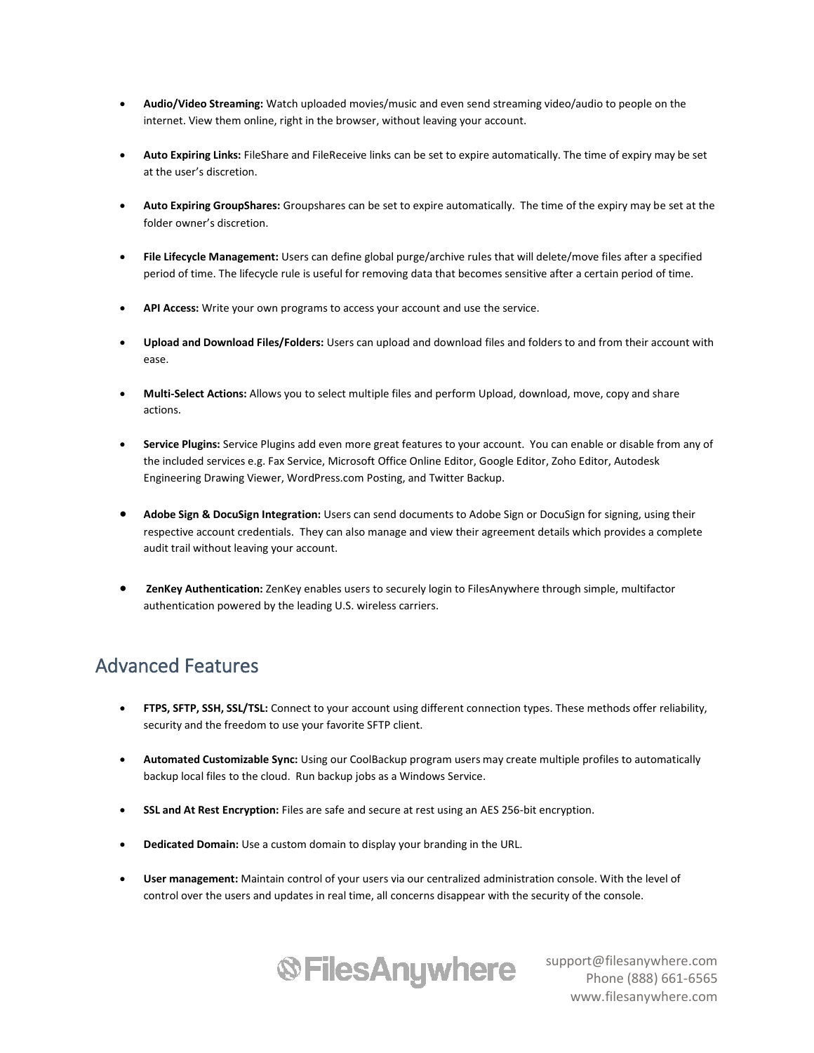- **Audio/Video Streaming:** Watch uploaded movies/music and even send streaming video/audio to people on the internet. View them online, right in the browser, without leaving your account.

- **Auto Expiring Links:** FileShare and FileReceive links can be set to expire automatically. The time of expiry may be set at the user's discretion.

- **Auto Expiring GroupShares:** Groupshares can be set to expire automatically. The time of the expiry may be set at the folder owner's discretion.

- **File Lifecycle Management:** Users can define global purge/archive rules that will delete/move files after a specified period of time. The lifecycle rule is useful for removing data that becomes sensitive after a certain period of time.

- **API Access:** Write your own programs to access your account and use the service.

- **Upload and Download Files/Folders:** Users can upload and download files and folders to and from their account with ease.

- **Multi-Select Actions:** Allows you to select multiple files and perform Upload, download, move, copy and share actions.

- **Service Plugins:** Service Plugins add even more great features to your account. You can enable or disable from any of the included services e.g. Fax Service, Microsoft Office Online Editor, Google Editor, Zoho Editor, Autodesk Engineering Drawing Viewer, WordPress.com Posting, and Twitter Backup.

- **Adobe Sign & DocuSign Integration:** Users can send documents to Adobe Sign or DocuSign for signing, using their respective account credentials. They can also manage and view their agreement details which provides a complete audit trail without leaving your account.

- **ZenKey Authentication:** ZenKey enables users to securely login to FilesAnywhere through simple, multifactor authentication powered by the leading U.S. wireless carriers.

## Advanced Features

- **FTPS, SFTP, SSH, SSL/TSL:** Connect to your account using different connection types. These methods offer reliability, security and the freedom to use your favorite SFTP client.

- **Automated Customizable Sync:** Using our CoolBackup program users may create multiple profiles to automatically backup local files to the cloud. Run backup jobs as a Windows Service.

- **SSL and At Rest Encryption:** Files are safe and secure at rest using an AES 256-bit encryption.

- **Dedicated Domain:** Use a custom domain to display your branding in the URL.

- **User management:** Maintain control of your users via our centralized administration console. With the level of control over the users and updates in real time, all concerns disappear with the security of the console.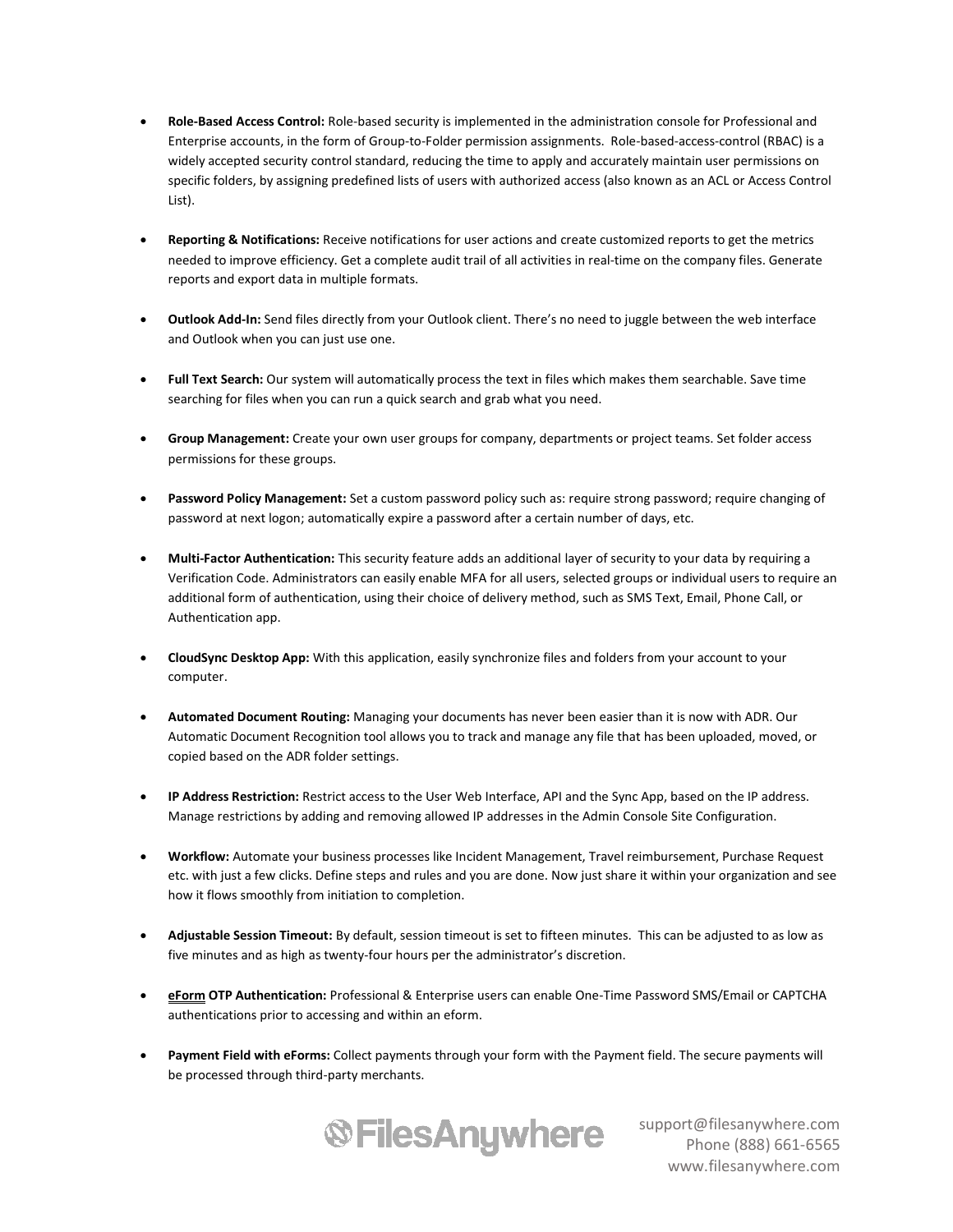- **Role-Based Access Control:** Role-based security is implemented in the administration console for Professional and Enterprise accounts, in the form of Group-to-Folder permission assignments. Role-based-access-control (RBAC) is a widely accepted security control standard, reducing the time to apply and accurately maintain user permissions on specific folders, by assigning predefined lists of users with authorized access (also known as an ACL or Access Control List).

- **Reporting & Notifications:** Receive notifications for user actions and create customized reports to get the metrics needed to improve efficiency. Get a complete audit trail of all activities in real-time on the company files. Generate reports and export data in multiple formats.

- **Outlook Add-In:** Send files directly from your Outlook client. There's no need to juggle between the web interface and Outlook when you can just use one.

- **Full Text Search:** Our system will automatically process the text in files which makes them searchable. Save time searching for files when you can run a quick search and grab what you need.

- **Group Management:** Create your own user groups for company, departments or project teams. Set folder access permissions for these groups.

- **Password Policy Management:** Set a custom password policy such as: require strong password; require changing of password at next logon; automatically expire a password after a certain number of days, etc.

- **Multi-Factor Authentication:** This security feature adds an additional layer of security to your data by requiring a Verification Code. Administrators can easily enable MFA for all users, selected groups or individual users to require an additional form of authentication, using their choice of delivery method, such as SMS Text, Email, Phone Call, or Authentication app.

- **CloudSync Desktop App:** With this application, easily synchronize files and folders from your account to your computer.

- **Automated Document Routing:** Managing your documents has never been easier than it is now with ADR. Our Automatic Document Recognition tool allows you to track and manage any file that has been uploaded, moved, or copied based on the ADR folder settings.

- **IP Address Restriction:** Restrict access to the User Web Interface, API and the Sync App, based on the IP address. Manage restrictions by adding and removing allowed IP addresses in the Admin Console Site Configuration.

- **Workflow:** Automate your business processes like Incident Management, Travel reimbursement, Purchase Request etc. with just a few clicks. Define steps and rules and you are done. Now just share it within your organization and see how it flows smoothly from initiation to completion.

- **Adjustable Session Timeout:** By default, session timeout is set to fifteen minutes. This can be adjusted to as low as five minutes and as high as twenty-four hours per the administrator's discretion.

- **eForm OTP Authentication:** Professional & Enterprise users can enable One-Time Password SMS/Email or CAPTCHA authentications prior to accessing and within an eform.

- **Payment Field with eForms:** Collect payments through your form with the Payment field. The secure payments will be processed through third-party merchants.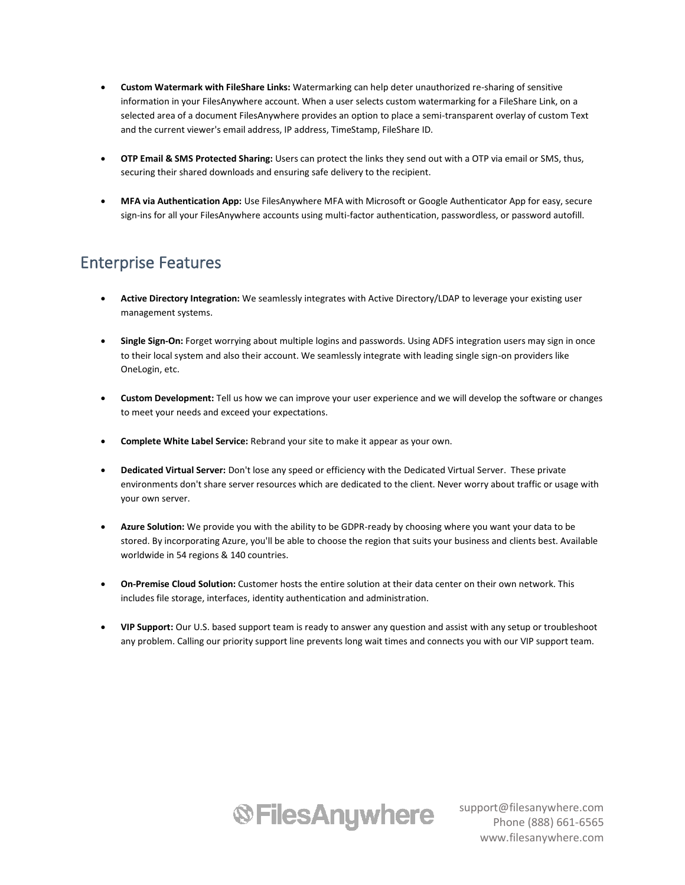- **Custom Watermark with FileShare Links:** Watermarking can help deter unauthorized re-sharing of sensitive information in your FilesAnywhere account. When a user selects custom watermarking for a FileShare Link, on a selected area of a document FilesAnywhere provides an option to place a semi-transparent overlay of custom Text and the current viewer's email address, IP address, TimeStamp, FileShare ID.

- **OTP Email & SMS Protected Sharing:** Users can protect the links they send out with a OTP via email or SMS, thus, securing their shared downloads and ensuring safe delivery to the recipient.

- **MFA via Authentication App:** Use FilesAnywhere MFA with Microsoft or Google Authenticator App for easy, secure sign-ins for all your FilesAnywhere accounts using multi-factor authentication, passwordless, or password autofill.

## Enterprise Features

- **Active Directory Integration:** We seamlessly integrates with Active Directory/LDAP to leverage your existing user management systems.

- **Single Sign-On:** Forget worrying about multiple logins and passwords. Using ADFS integration users may sign in once to their local system and also their account. We seamlessly integrate with leading single sign-on providers like OneLogin, etc.

- **Custom Development:** Tell us how we can improve your user experience and we will develop the software or changes to meet your needs and exceed your expectations.

- **Complete White Label Service:** Rebrand your site to make it appear as your own.

- **Dedicated Virtual Server:** Don't lose any speed or efficiency with the Dedicated Virtual Server. These private environments don't share server resources which are dedicated to the client. Never worry about traffic or usage with your own server.

- **Azure Solution:** We provide you with the ability to be GDPR-ready by choosing where you want your data to be stored. By incorporating Azure, you'll be able to choose the region that suits your business and clients best. Available worldwide in 54 regions & 140 countries.

- **On-Premise Cloud Solution:** Customer hosts the entire solution at their data center on their own network. This includes file storage, interfaces, identity authentication and administration.

- **VIP Support:** Our U.S. based support team is ready to answer any question and assist with any setup or troubleshoot any problem. Calling our priority support line prevents long wait times and connects you with our VIP support team.

FilesAnywhere

support@filesanywhere.com
Phone (888) 661-6565
www.filesanywhere.com